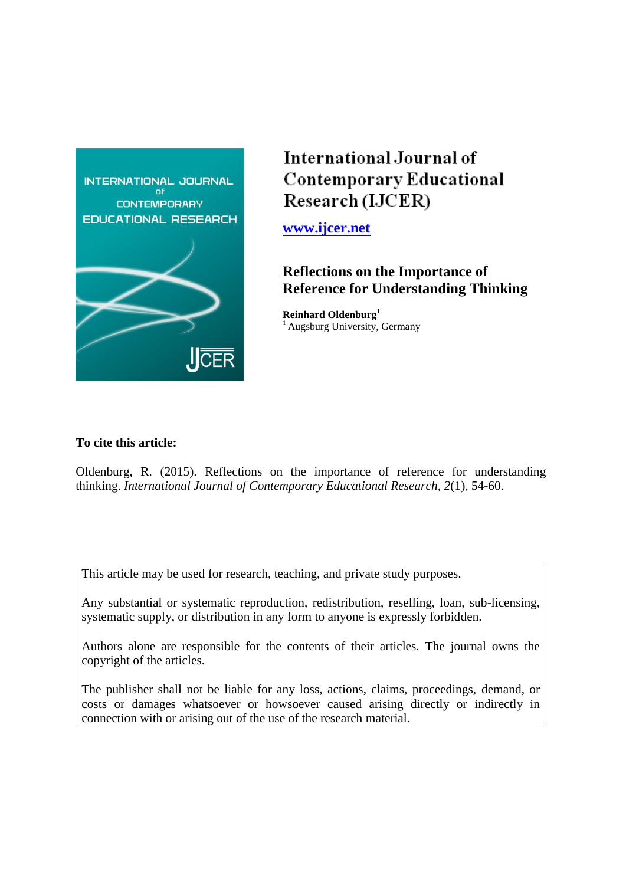# International Journal of Contemporary Educational Research (IJCER)

www.ijcer.net

## Reflections on the Importance of Reference for Understanding Thinking

**Reinhard Oldenburg**[1]

[1] Augsburg University, Germany

**To cite this article:**

Oldenburg, R. (2015). Reflections on the importance of reference for understanding thinking. *International Journal of Contemporary Educational Research, 2*(1), 54-60.

This article may be used for research, teaching, and private study purposes.

Any substantial or systematic reproduction, redistribution, reselling, loan, sub-licensing, systematic supply, or distribution in any form to anyone is expressly forbidden.

Authors alone are responsible for the contents of their articles. The journal owns the copyright of the articles.

The publisher shall not be liable for any loss, actions, claims, proceedings, demand, or costs or damages whatsoever or howsoever caused arising directly or indirectly in connection with or arising out of the use of the research material.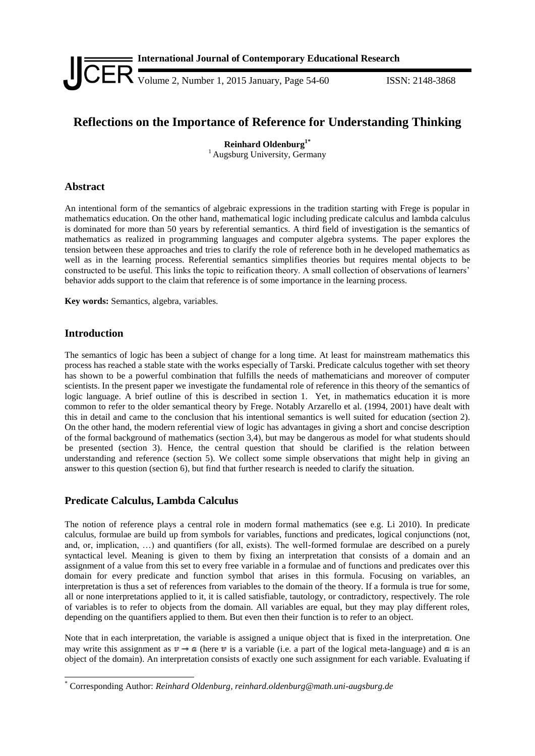# Reflections on the Importance of Reference for Understanding Thinking

**Reinhard Oldenburg**[1*]
[1] Augsburg University, Germany

## Abstract

An intentional form of the semantics of algebraic expressions in the tradition starting with Frege is popular in mathematics education. On the other hand, mathematical logic including predicate calculus and lambda calculus is dominated for more than 50 years by referential semantics. A third field of investigation is the semantics of mathematics as realized in programming languages and computer algebra systems. The paper explores the tension between these approaches and tries to clarify the role of reference both in he developed mathematics as well as in the learning process. Referential semantics simplifies theories but requires mental objects to be constructed to be useful. This links the topic to reification theory. A small collection of observations of learners' behavior adds support to the claim that reference is of some importance in the learning process.

**Key words:** Semantics, algebra, variables.

## Introduction

The semantics of logic has been a subject of change for a long time. At least for mainstream mathematics this process has reached a stable state with the works especially of Tarski. Predicate calculus together with set theory has shown to be a powerful combination that fulfills the needs of mathematicians and moreover of computer scientists. In the present paper we investigate the fundamental role of reference in this theory of the semantics of logic language. A brief outline of this is described in section 1. Yet, in mathematics education it is more common to refer to the older semantical theory by Frege. Notably Arzarello et al. (1994, 2001) have dealt with this in detail and came to the conclusion that his intentional semantics is well suited for education (section 2). On the other hand, the modern referential view of logic has advantages in giving a short and concise description of the formal background of mathematics (section 3,4), but may be dangerous as model for what students should be presented (section 3). Hence, the central question that should be clarified is the relation between understanding and reference (section 5). We collect some simple observations that might help in giving an answer to this question (section 6), but find that further research is needed to clarify the situation.

## Predicate Calculus, Lambda Calculus

The notion of reference plays a central role in modern formal mathematics (see e.g. Li 2010). In predicate calculus, formulae are build up from symbols for variables, functions and predicates, logical conjunctions (not, and, or, implication, …) and quantifiers (for all, exists). The well-formed formulae are described on a purely syntactical level. Meaning is given to them by fixing an interpretation that consists of a domain and an assignment of a value from this set to every free variable in a formulae and of functions and predicates over this domain for every predicate and function symbol that arises in this formula. Focusing on variables, an interpretation is thus a set of references from variables to the domain of the theory. If a formula is true for some, all or none interpretations applied to it, it is called satisfiable, tautology, or contradictory, respectively. The role of variables is to refer to objects from the domain. All variables are equal, but they may play different roles, depending on the quantifiers applied to them. But even then their function is to refer to an object.

Note that in each interpretation, the variable is assigned a unique object that is fixed in the interpretation. One may write this assignment as $v \to a$ (here $v$ is a variable (i.e. a part of the logical meta-language) and $a$ is an object of the domain). An interpretation consists of exactly one such assignment for each variable. Evaluating if

[*] Corresponding Author: *Reinhard Oldenburg, reinhard.oldenburg@math.uni-augsburg.de*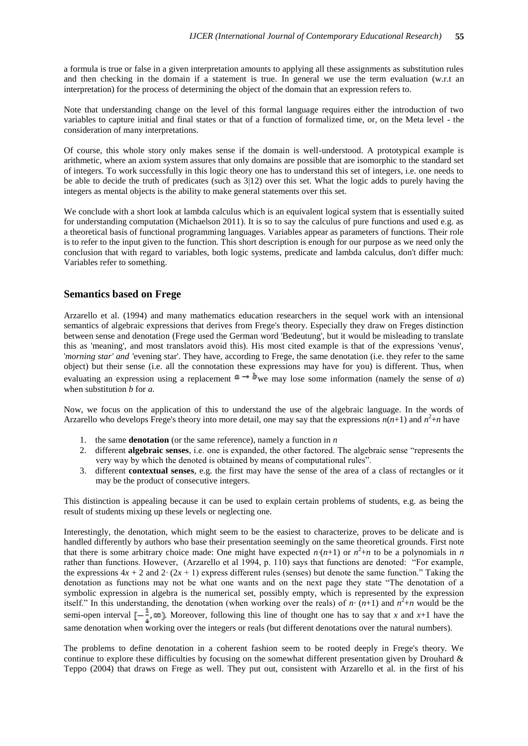a formula is true or false in a given interpretation amounts to applying all these assignments as substitution rules and then checking in the domain if a statement is true. In general we use the term evaluation (w.r.t an interpretation) for the process of determining the object of the domain that an expression refers to.

Note that understanding change on the level of this formal language requires either the introduction of two variables to capture initial and final states or that of a function of formalized time, or, on the Meta level - the consideration of many interpretations.

Of course, this whole story only makes sense if the domain is well-understood. A prototypical example is arithmetic, where an axiom system assures that only domains are possible that are isomorphic to the standard set of integers. To work successfully in this logic theory one has to understand this set of integers, i.e. one needs to be able to decide the truth of predicates (such as 3|12) over this set. What the logic adds to purely having the integers as mental objects is the ability to make general statements over this set.

We conclude with a short look at lambda calculus which is an equivalent logical system that is essentially suited for understanding computation (Michaelson 2011). It is so to say the calculus of pure functions and used e.g. as a theoretical basis of functional programming languages. Variables appear as parameters of functions. Their role is to refer to the input given to the function. This short description is enough for our purpose as we need only the conclusion that with regard to variables, both logic systems, predicate and lambda calculus, don't differ much: Variables refer to something.

## Semantics based on Frege

Arzarello et al. (1994) and many mathematics education researchers in the sequel work with an intensional semantics of algebraic expressions that derives from Frege's theory. Especially they draw on Freges distinction between sense and denotation (Frege used the German word 'Bedeutung', but it would be misleading to translate this as 'meaning', and most translators avoid this). His most cited example is that of the expressions 'venus', '*morning star' and '*evening star'. They have, according to Frege, the same denotation (i.e. they refer to the same object) but their sense (i.e. all the connotation these expressions may have for you) is different. Thus, when evaluating an expression using a replacement $a \rightarrow b$ we may lose some information (namely the sense of *a*) when substitution *b* for *a*.

Now, we focus on the application of this to understand the use of the algebraic language. In the words of Arzarello who develops Frege's theory into more detail, one may say that the expressions $n(n+1)$ and $n^2+n$ have

1. the same **denotation** (or the same reference), namely a function in *n*
2. different **algebraic senses**, i.e. one is expanded, the other factored. The algebraic sense "represents the very way by which the denoted is obtained by means of computational rules".
3. different **contextual senses**, e.g. the first may have the sense of the area of a class of rectangles or it may be the product of consecutive integers.

This distinction is appealing because it can be used to explain certain problems of students, e.g. as being the result of students mixing up these levels or neglecting one.

Interestingly, the denotation, which might seem to be the easiest to characterize, proves to be delicate and is handled differently by authors who base their presentation seemingly on the same theoretical grounds. First note that there is some arbitrary choice made: One might have expected $n \cdot (n+1)$ or $n^2+n$ to be a polynomials in *n* rather than functions. However, (Arzarello et al 1994, p. 110) says that functions are denoted: "For example, the expressions $4x + 2$ and $2 \cdot (2x + 1)$ express different rules (senses) but denote the same function." Taking the denotation as functions may not be what one wants and on the next page they state "The denotation of a symbolic expression in algebra is the numerical set, possibly empty, which is represented by the expression itself." In this understanding, the denotation (when working over the reals) of $n \cdot (n+1)$ and $n^2+n$ would be the semi-open interval $[-\frac{1}{4}, \infty)$. Moreover, following this line of thought one has to say that *x* and *x*+1 have the same denotation when working over the integers or reals (but different denotations over the natural numbers).

The problems to define denotation in a coherent fashion seem to be rooted deeply in Frege's theory. We continue to explore these difficulties by focusing on the somewhat different presentation given by Drouhard & Teppo (2004) that draws on Frege as well. They put out, consistent with Arzarello et al. in the first of his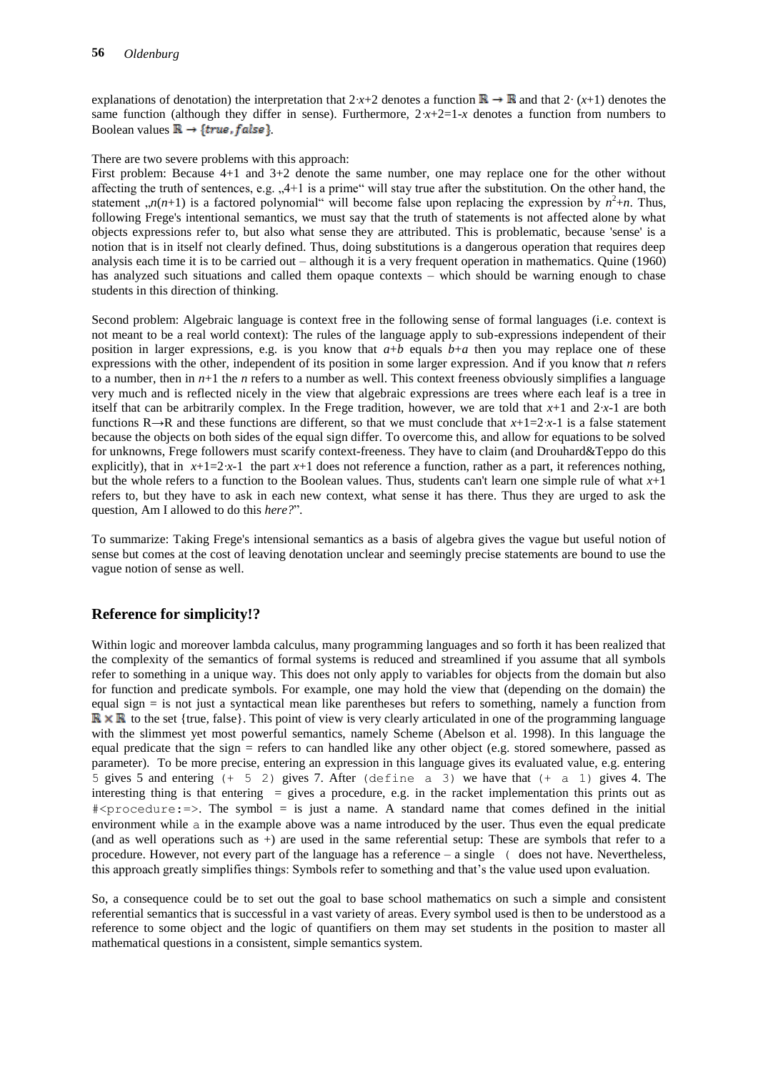explanations of denotation) the interpretation that $2{\cdot}x+2$ denotes a function $\mathbb{R} \to \mathbb{R}$ and that $2{\cdot}(x+1)$ denotes the same function (although they differ in sense). Furthermore, $2{\cdot}x+2=1-x$ denotes a function from numbers to Boolean values $\mathbb{R} \to \{true, false\}$.

There are two severe problems with this approach:

First problem: Because 4+1 and 3+2 denote the same number, one may replace one for the other without affecting the truth of sentences, e.g. „4+1 is a prime“ will stay true after the substitution. On the other hand, the statement „$n(n+1)$ is a factored polynomial“ will become false upon replacing the expression by $n^2+n$. Thus, following Frege's intentional semantics, we must say that the truth of statements is not affected alone by what objects expressions refer to, but also what sense they are attributed. This is problematic, because 'sense' is a notion that is in itself not clearly defined. Thus, doing substitutions is a dangerous operation that requires deep analysis each time it is to be carried out – although it is a very frequent operation in mathematics. Quine (1960) has analyzed such situations and called them opaque contexts – which should be warning enough to chase students in this direction of thinking.

Second problem: Algebraic language is context free in the following sense of formal languages (i.e. context is not meant to be a real world context): The rules of the language apply to sub-expressions independent of their position in larger expressions, e.g. is you know that $a+b$ equals $b+a$ then you may replace one of these expressions with the other, independent of its position in some larger expression. And if you know that $n$ refers to a number, then in $n+1$ the $n$ refers to a number as well. This context freeness obviously simplifies a language very much and is reflected nicely in the view that algebraic expressions are trees where each leaf is a tree in itself that can be arbitrarily complex. In the Frege tradition, however, we are told that $x+1$ and $2{\cdot}x-1$ are both functions R→R and these functions are different, so that we must conclude that $x+1=2{\cdot}x-1$ is a false statement because the objects on both sides of the equal sign differ. To overcome this, and allow for equations to be solved for unknowns, Frege followers must scarify context-freeness. They have to claim (and Drouhard&Teppo do this explicitly), that in $x+1=2{\cdot}x-1$ the part $x+1$ does not reference a function, rather as a part, it references nothing, but the whole refers to a function to the Boolean values. Thus, students can't learn one simple rule of what $x+1$ refers to, but they have to ask in each new context, what sense it has there. Thus they are urged to ask the question, Am I allowed to do this *here?*".

To summarize: Taking Frege's intensional semantics as a basis of algebra gives the vague but useful notion of sense but comes at the cost of leaving denotation unclear and seemingly precise statements are bound to use the vague notion of sense as well.

## Reference for simplicity!?

Within logic and moreover lambda calculus, many programming languages and so forth it has been realized that the complexity of the semantics of formal systems is reduced and streamlined if you assume that all symbols refer to something in a unique way. This does not only apply to variables for objects from the domain but also for function and predicate symbols. For example, one may hold the view that (depending on the domain) the equal sign = is not just a syntactical mean like parentheses but refers to something, namely a function from $\mathbb{R} \times \mathbb{R}$ to the set {true, false}. This point of view is very clearly articulated in one of the programming language with the slimmest yet most powerful semantics, namely Scheme (Abelson et al. 1998). In this language the equal predicate that the sign = refers to can handled like any other object (e.g. stored somewhere, passed as parameter). To be more precise, entering an expression in this language gives its evaluated value, e.g. entering `5` gives 5 and entering `(+ 5 2)` gives 7. After `(define a 3)` we have that `(+ a 1)` gives 4. The interesting thing is that entering `=` gives a procedure, e.g. in the racket implementation this prints out as `#<procedure:=>`. The symbol = is just a name. A standard name that comes defined in the initial environment while `a` in the example above was a name introduced by the user. Thus even the equal predicate (and as well operations such as +) are used in the same referential setup: These are symbols that refer to a procedure. However, not every part of the language has a reference – a single `(` does not have. Nevertheless, this approach greatly simplifies things: Symbols refer to something and that's the value used upon evaluation.

So, a consequence could be to set out the goal to base school mathematics on such a simple and consistent referential semantics that is successful in a vast variety of areas. Every symbol used is then to be understood as a reference to some object and the logic of quantifiers on them may set students in the position to master all mathematical questions in a consistent, simple semantics system.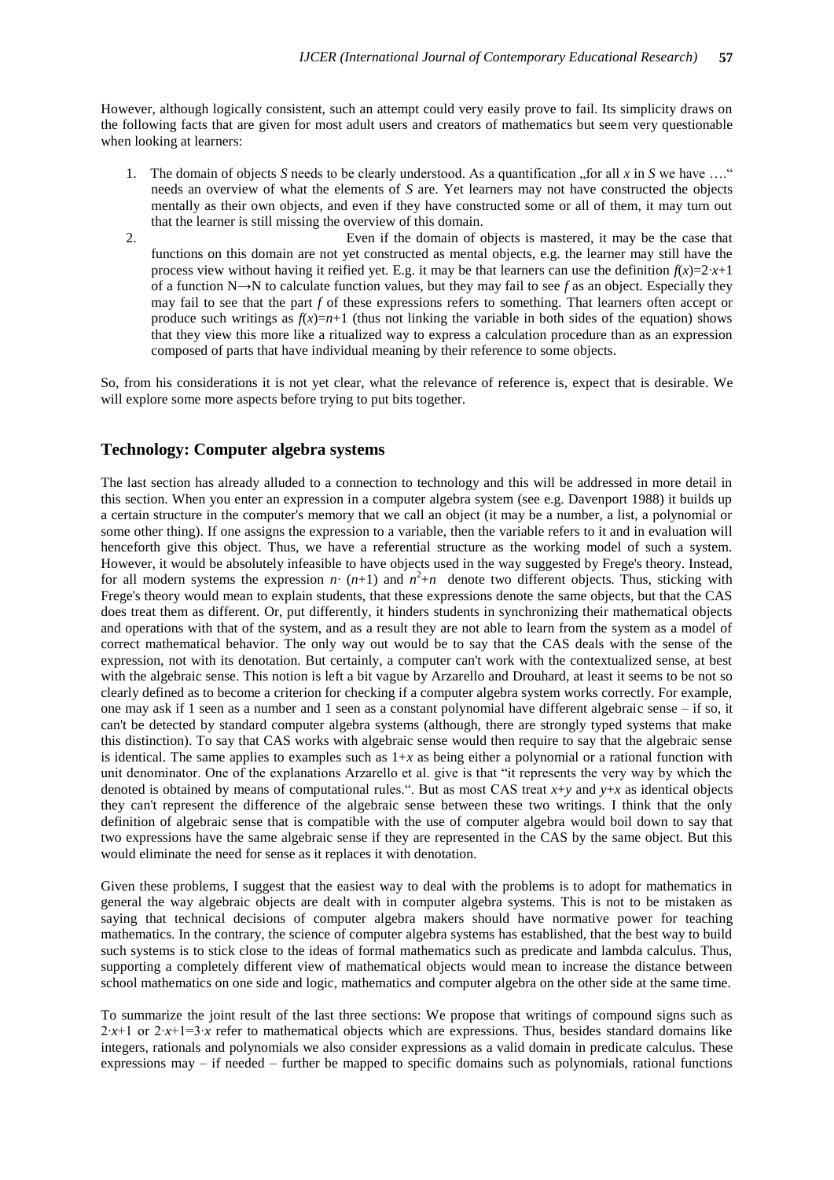However, although logically consistent, such an attempt could very easily prove to fail. Its simplicity draws on the following facts that are given for most adult users and creators of mathematics but seem very questionable when looking at learners:

1. The domain of objects *S* needs to be clearly understood. As a quantification „for all *x* in *S* we have …." needs an overview of what the elements of *S* are. Yet learners may not have constructed the objects mentally as their own objects, and even if they have constructed some or all of them, it may turn out that the learner is still missing the overview of this domain.
2. Even if the domain of objects is mastered, it may be the case that functions on this domain are not yet constructed as mental objects, e.g. the learner may still have the process view without having it reified yet. E.g. it may be that learners can use the definition $f(x)=2\cdot x+1$ of a function $\mathrm{N}\rightarrow\mathrm{N}$ to calculate function values, but they may fail to see *f* as an object. Especially they may fail to see that the part *f* of these expressions refers to something. That learners often accept or produce such writings as $f(x)=n+1$ (thus not linking the variable in both sides of the equation) shows that they view this more like a ritualized way to express a calculation procedure than as an expression composed of parts that have individual meaning by their reference to some objects.

So, from his considerations it is not yet clear, what the relevance of reference is, expect that is desirable. We will explore some more aspects before trying to put bits together.

## Technology: Computer algebra systems

The last section has already alluded to a connection to technology and this will be addressed in more detail in this section. When you enter an expression in a computer algebra system (see e.g. Davenport 1988) it builds up a certain structure in the computer's memory that we call an object (it may be a number, a list, a polynomial or some other thing). If one assigns the expression to a variable, then the variable refers to it and in evaluation will henceforth give this object. Thus, we have a referential structure as the working model of such a system. However, it would be absolutely infeasible to have objects used in the way suggested by Frege's theory. Instead, for all modern systems the expression $n\cdot(n+1)$ and $n^2+n$ denote two different objects. Thus, sticking with Frege's theory would mean to explain students, that these expressions denote the same objects, but that the CAS does treat them as different. Or, put differently, it hinders students in synchronizing their mathematical objects and operations with that of the system, and as a result they are not able to learn from the system as a model of correct mathematical behavior. The only way out would be to say that the CAS deals with the sense of the expression, not with its denotation. But certainly, a computer can't work with the contextualized sense, at best with the algebraic sense. This notion is left a bit vague by Arzarello and Drouhard, at least it seems to be not so clearly defined as to become a criterion for checking if a computer algebra system works correctly. For example, one may ask if 1 seen as a number and 1 seen as a constant polynomial have different algebraic sense – if so, it can't be detected by standard computer algebra systems (although, there are strongly typed systems that make this distinction). To say that CAS works with algebraic sense would then require to say that the algebraic sense is identical. The same applies to examples such as $1+x$ as being either a polynomial or a rational function with unit denominator. One of the explanations Arzarello et al. give is that "it represents the very way by which the denoted is obtained by means of computational rules.". But as most CAS treat $x+y$ and $y+x$ as identical objects they can't represent the difference of the algebraic sense between these two writings. I think that the only definition of algebraic sense that is compatible with the use of computer algebra would boil down to say that two expressions have the same algebraic sense if they are represented in the CAS by the same object. But this would eliminate the need for sense as it replaces it with denotation.

Given these problems, I suggest that the easiest way to deal with the problems is to adopt for mathematics in general the way algebraic objects are dealt with in computer algebra systems. This is not to be mistaken as saying that technical decisions of computer algebra makers should have normative power for teaching mathematics. In the contrary, the science of computer algebra systems has established, that the best way to build such systems is to stick close to the ideas of formal mathematics such as predicate and lambda calculus. Thus, supporting a completely different view of mathematical objects would mean to increase the distance between school mathematics on one side and logic, mathematics and computer algebra on the other side at the same time.

To summarize the joint result of the last three sections: We propose that writings of compound signs such as $2\cdot x+1$ or $2\cdot x+1=3\cdot x$ refer to mathematical objects which are expressions. Thus, besides standard domains like integers, rationals and polynomials we also consider expressions as a valid domain in predicate calculus. These expressions may – if needed – further be mapped to specific domains such as polynomials, rational functions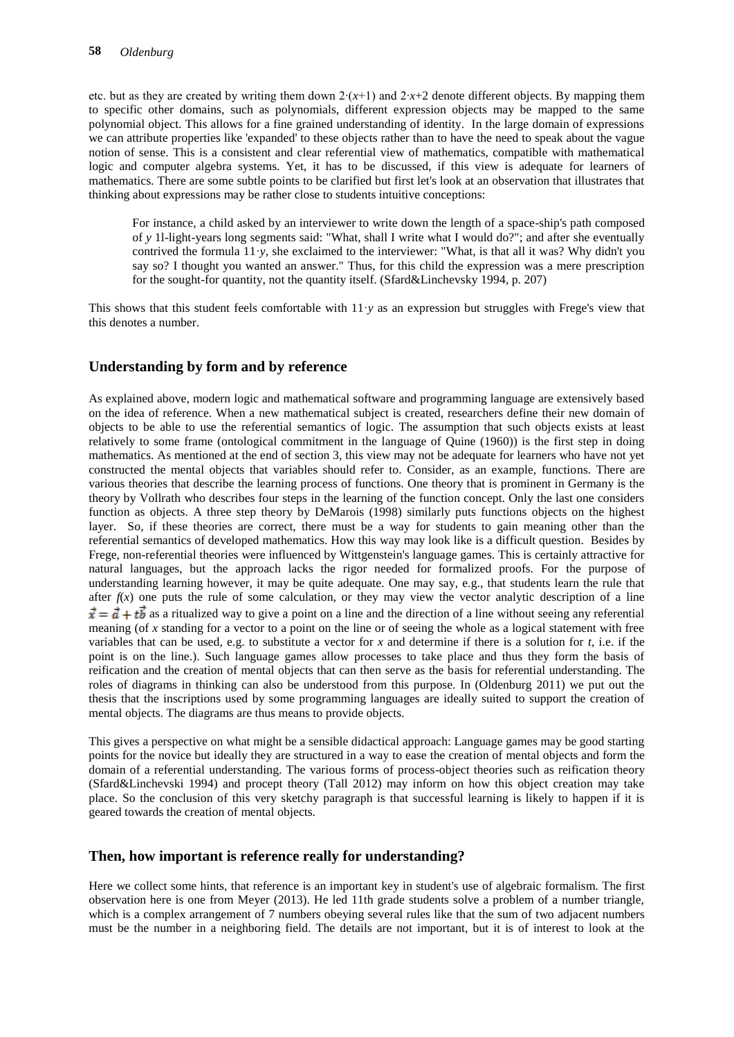etc. but as they are created by writing them down $2\cdot(x+1)$ and $2\cdot x+2$ denote different objects. By mapping them to specific other domains, such as polynomials, different expression objects may be mapped to the same polynomial object. This allows for a fine grained understanding of identity. In the large domain of expressions we can attribute properties like 'expanded' to these objects rather than to have the need to speak about the vague notion of sense. This is a consistent and clear referential view of mathematics, compatible with mathematical logic and computer algebra systems. Yet, it has to be discussed, if this view is adequate for learners of mathematics. There are some subtle points to be clarified but first let's look at an observation that illustrates that thinking about expressions may be rather close to students intuitive conceptions:

> For instance, a child asked by an interviewer to write down the length of a space-ship's path composed of $y$ 1l-light-years long segments said: "What, shall I write what I would do?"; and after she eventually contrived the formula $11\cdot y$, she exclaimed to the interviewer: "What, is that all it was? Why didn't you say so? I thought you wanted an answer." Thus, for this child the expression was a mere prescription for the sought-for quantity, not the quantity itself. (Sfard&Linchevsky 1994, p. 207)

This shows that this student feels comfortable with $11\cdot y$ as an expression but struggles with Frege's view that this denotes a number.

## Understanding by form and by reference

As explained above, modern logic and mathematical software and programming language are extensively based on the idea of reference. When a new mathematical subject is created, researchers define their new domain of objects to be able to use the referential semantics of logic. The assumption that such objects exists at least relatively to some frame (ontological commitment in the language of Quine (1960)) is the first step in doing mathematics. As mentioned at the end of section 3, this view may not be adequate for learners who have not yet constructed the mental objects that variables should refer to. Consider, as an example, functions. There are various theories that describe the learning process of functions. One theory that is prominent in Germany is the theory by Vollrath who describes four steps in the learning of the function concept. Only the last one considers function as objects. A three step theory by DeMarois (1998) similarly puts functions objects on the highest layer. So, if these theories are correct, there must be a way for students to gain meaning other than the referential semantics of developed mathematics. How this way may look like is a difficult question. Besides by Frege, non-referential theories were influenced by Wittgenstein's language games. This is certainly attractive for natural languages, but the approach lacks the rigor needed for formalized proofs. For the purpose of understanding learning however, it may be quite adequate. One may say, e.g., that students learn the rule that after $f(x)$ one puts the rule of some calculation, or they may view the vector analytic description of a line $\vec{x}=\vec{a}+t\vec{b}$ as a ritualized way to give a point on a line and the direction of a line without seeing any referential meaning (of $x$ standing for a vector to a point on the line or of seeing the whole as a logical statement with free variables that can be used, e.g. to substitute a vector for $x$ and determine if there is a solution for $t$, i.e. if the point is on the line.). Such language games allow processes to take place and thus they form the basis of reification and the creation of mental objects that can then serve as the basis for referential understanding. The roles of diagrams in thinking can also be understood from this purpose. In (Oldenburg 2011) we put out the thesis that the inscriptions used by some programming languages are ideally suited to support the creation of mental objects. The diagrams are thus means to provide objects.

This gives a perspective on what might be a sensible didactical approach: Language games may be good starting points for the novice but ideally they are structured in a way to ease the creation of mental objects and form the domain of a referential understanding. The various forms of process-object theories such as reification theory (Sfard&Linchevski 1994) and procept theory (Tall 2012) may inform on how this object creation may take place. So the conclusion of this very sketchy paragraph is that successful learning is likely to happen if it is geared towards the creation of mental objects.

## Then, how important is reference really for understanding?

Here we collect some hints, that reference is an important key in student's use of algebraic formalism. The first observation here is one from Meyer (2013). He led 11th grade students solve a problem of a number triangle, which is a complex arrangement of 7 numbers obeying several rules like that the sum of two adjacent numbers must be the number in a neighboring field. The details are not important, but it is of interest to look at the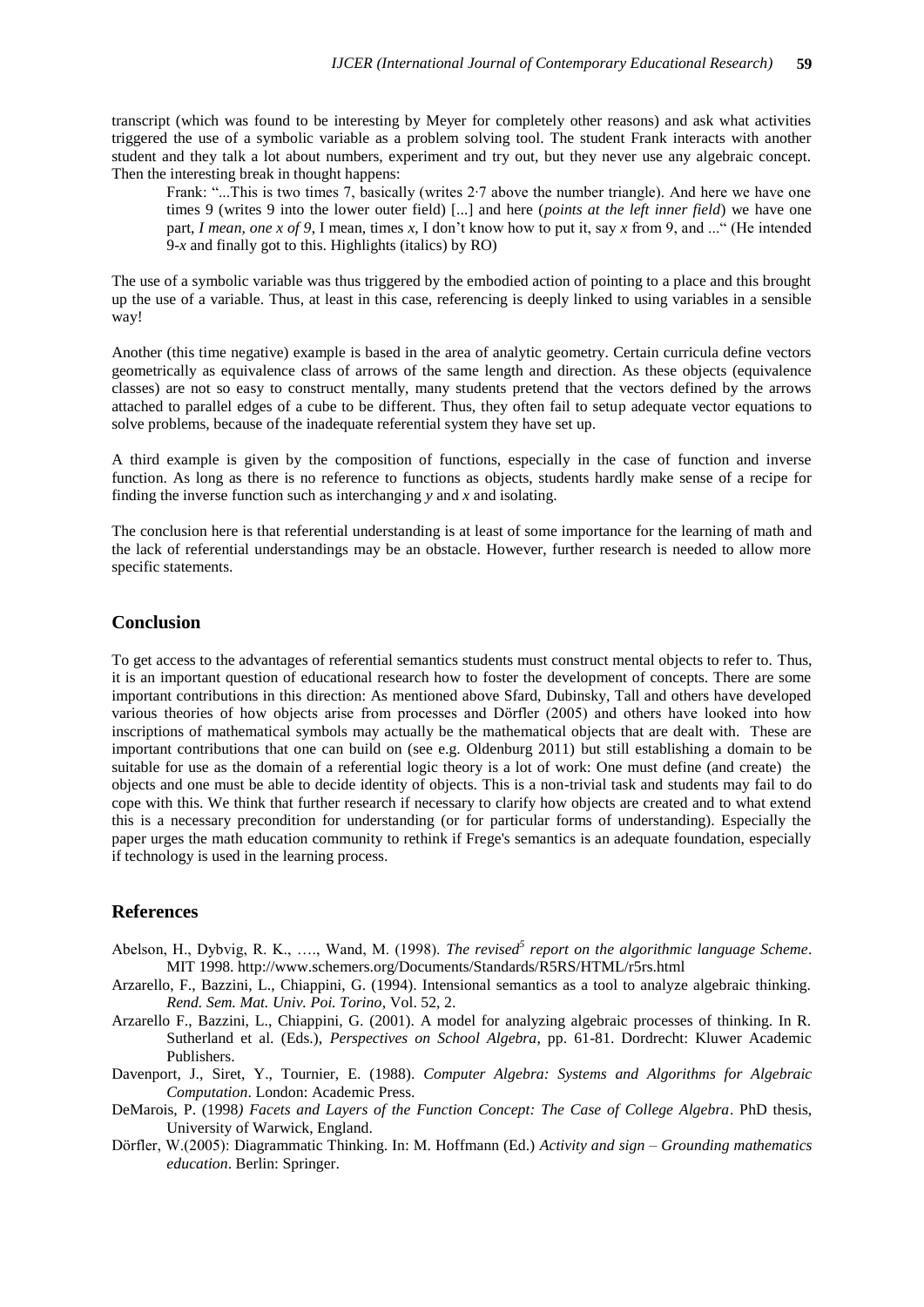transcript (which was found to be interesting by Meyer for completely other reasons) and ask what activities triggered the use of a symbolic variable as a problem solving tool. The student Frank interacts with another student and they talk a lot about numbers, experiment and try out, but they never use any algebraic concept. Then the interesting break in thought happens:

> Frank: "...This is two times 7, basically (writes $2 \cdot 7$ above the number triangle). And here we have one times 9 (writes 9 into the lower outer field) [...] and here (*points at the left inner field*) we have one part, *I mean, one x of 9*, I mean, times *x*, I don't know how to put it, say *x* from 9, and ..." (He intended $9-x$ and finally got to this. Highlights (italics) by RO)

The use of a symbolic variable was thus triggered by the embodied action of pointing to a place and this brought up the use of a variable. Thus, at least in this case, referencing is deeply linked to using variables in a sensible way!

Another (this time negative) example is based in the area of analytic geometry. Certain curricula define vectors geometrically as equivalence class of arrows of the same length and direction. As these objects (equivalence classes) are not so easy to construct mentally, many students pretend that the vectors defined by the arrows attached to parallel edges of a cube to be different. Thus, they often fail to setup adequate vector equations to solve problems, because of the inadequate referential system they have set up.

A third example is given by the composition of functions, especially in the case of function and inverse function. As long as there is no reference to functions as objects, students hardly make sense of a recipe for finding the inverse function such as interchanging *y* and *x* and isolating.

The conclusion here is that referential understanding is at least of some importance for the learning of math and the lack of referential understandings may be an obstacle. However, further research is needed to allow more specific statements.

## Conclusion

To get access to the advantages of referential semantics students must construct mental objects to refer to. Thus, it is an important question of educational research how to foster the development of concepts. There are some important contributions in this direction: As mentioned above Sfard, Dubinsky, Tall and others have developed various theories of how objects arise from processes and Dörfler (2005) and others have looked into how inscriptions of mathematical symbols may actually be the mathematical objects that are dealt with. These are important contributions that one can build on (see e.g. Oldenburg 2011) but still establishing a domain to be suitable for use as the domain of a referential logic theory is a lot of work: One must define (and create) the objects and one must be able to decide identity of objects. This is a non-trivial task and students may fail to do cope with this. We think that further research if necessary to clarify how objects are created and to what extend this is a necessary precondition for understanding (or for particular forms of understanding). Especially the paper urges the math education community to rethink if Frege's semantics is an adequate foundation, especially if technology is used in the learning process.

## References

Abelson, H., Dybvig, R. K., …., Wand, M. (1998). *The revised[5] report on the algorithmic language Scheme*. MIT 1998. http://www.schemers.org/Documents/Standards/R5RS/HTML/r5rs.html

Arzarello, F., Bazzini, L., Chiappini, G. (1994). Intensional semantics as a tool to analyze algebraic thinking. *Rend. Sem. Mat. Univ. Poi. Torino*, Vol. 52, 2.

Arzarello F., Bazzini, L., Chiappini, G. (2001). A model for analyzing algebraic processes of thinking. In R. Sutherland et al. (Eds.), *Perspectives on School Algebra*, pp. 61-81. Dordrecht: Kluwer Academic Publishers.

Davenport, J., Siret, Y., Tournier, E. (1988). *Computer Algebra: Systems and Algorithms for Algebraic Computation*. London: Academic Press.

DeMarois, P. (1998*) Facets and Layers of the Function Concept: The Case of College Algebra*. PhD thesis, University of Warwick, England.

Dörfler, W.(2005): Diagrammatic Thinking. In: M. Hoffmann (Ed.) *Activity and sign – Grounding mathematics education*. Berlin: Springer.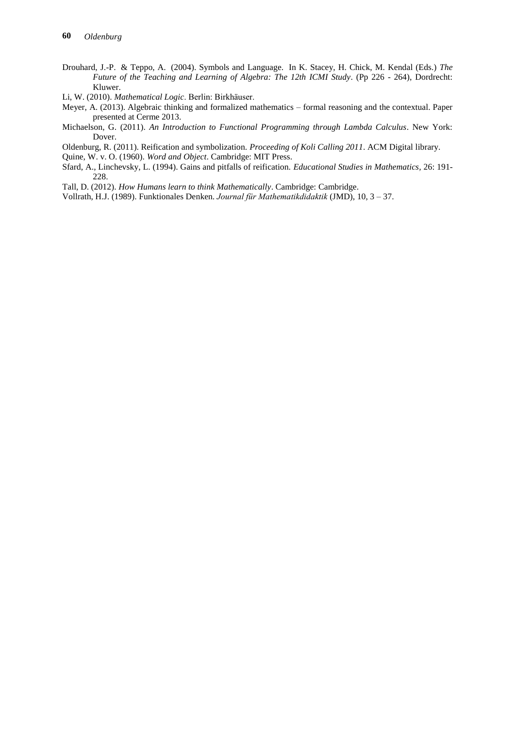Drouhard, J.-P. & Teppo, A. (2004). Symbols and Language. In K. Stacey, H. Chick, M. Kendal (Eds.) *The Future of the Teaching and Learning of Algebra: The 12th ICMI Study*. (Pp 226 - 264), Dordrecht: Kluwer.

Li, W. (2010). *Mathematical Logic*. Berlin: Birkhäuser.

Meyer, A. (2013). Algebraic thinking and formalized mathematics – formal reasoning and the contextual. Paper presented at Cerme 2013.

Michaelson, G. (2011). *An Introduction to Functional Programming through Lambda Calculus*. New York: Dover.

Oldenburg, R. (2011). Reification and symbolization. *Proceeding of Koli Calling 2011*. ACM Digital library.

Quine, W. v. O. (1960). *Word and Object*. Cambridge: MIT Press.

Sfard, A., Linchevsky, L. (1994). Gains and pitfalls of reification. *Educational Studies in Mathematics*, 26: 191-228.

Tall, D. (2012). *How Humans learn to think Mathematically*. Cambridge: Cambridge.

Vollrath, H.J. (1989). Funktionales Denken. *Journal für Mathematikdidaktik* (JMD), 10, 3 – 37.